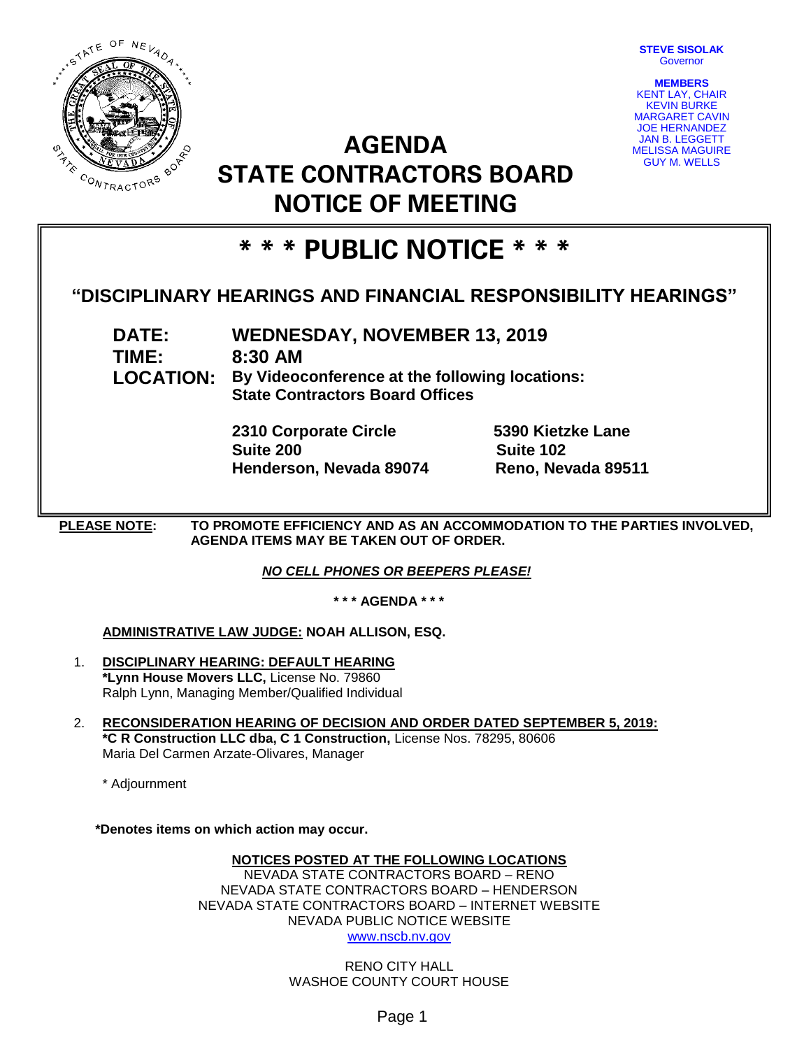**STEVE SISOLAK**
Governor

**MEMBERS**
KENT LAY, CHAIR
KEVIN BURKE
MARGARET CAVIN
JOE HERNANDEZ
JAN B. LEGGETT
MELISSA MAGUIRE
GUY M. WELLS

# AGENDA
# STATE CONTRACTORS BOARD
# NOTICE OF MEETING

## * * * PUBLIC NOTICE * * *

### "DISCIPLINARY HEARINGS AND FINANCIAL RESPONSIBILITY HEARINGS"

**DATE:** **WEDNESDAY, NOVEMBER 13, 2019**
**TIME:** **8:30 AM**
**LOCATION:** **By Videoconference at the following locations:**
**State Contractors Board Offices**

**2310 Corporate Circle**
**Suite 200**
**Henderson, Nevada 89074**

**5390 Kietzke Lane**
**Suite 102**
**Reno, Nevada 89511**

**PLEASE NOTE:** **TO PROMOTE EFFICIENCY AND AS AN ACCOMMODATION TO THE PARTIES INVOLVED, AGENDA ITEMS MAY BE TAKEN OUT OF ORDER.**

***NO CELL PHONES OR BEEPERS PLEASE!***

**\* \* \* AGENDA \* \* \***

**ADMINISTRATIVE LAW JUDGE: NOAH ALLISON, ESQ.**

1. **DISCIPLINARY HEARING: DEFAULT HEARING**
   **\*Lynn House Movers LLC,** License No. 79860
   Ralph Lynn, Managing Member/Qualified Individual

2. **RECONSIDERATION HEARING OF DECISION AND ORDER DATED SEPTEMBER 5, 2019:**
   **\*C R Construction LLC dba, C 1 Construction,** License Nos. 78295, 80606
   Maria Del Carmen Arzate-Olivares, Manager

   \* Adjournment

**\*Denotes items on which action may occur.**

**NOTICES POSTED AT THE FOLLOWING LOCATIONS**
NEVADA STATE CONTRACTORS BOARD – RENO
NEVADA STATE CONTRACTORS BOARD – HENDERSON
NEVADA STATE CONTRACTORS BOARD – INTERNET WEBSITE
NEVADA PUBLIC NOTICE WEBSITE
www.nscb.nv.gov

RENO CITY HALL
WASHOE COUNTY COURT HOUSE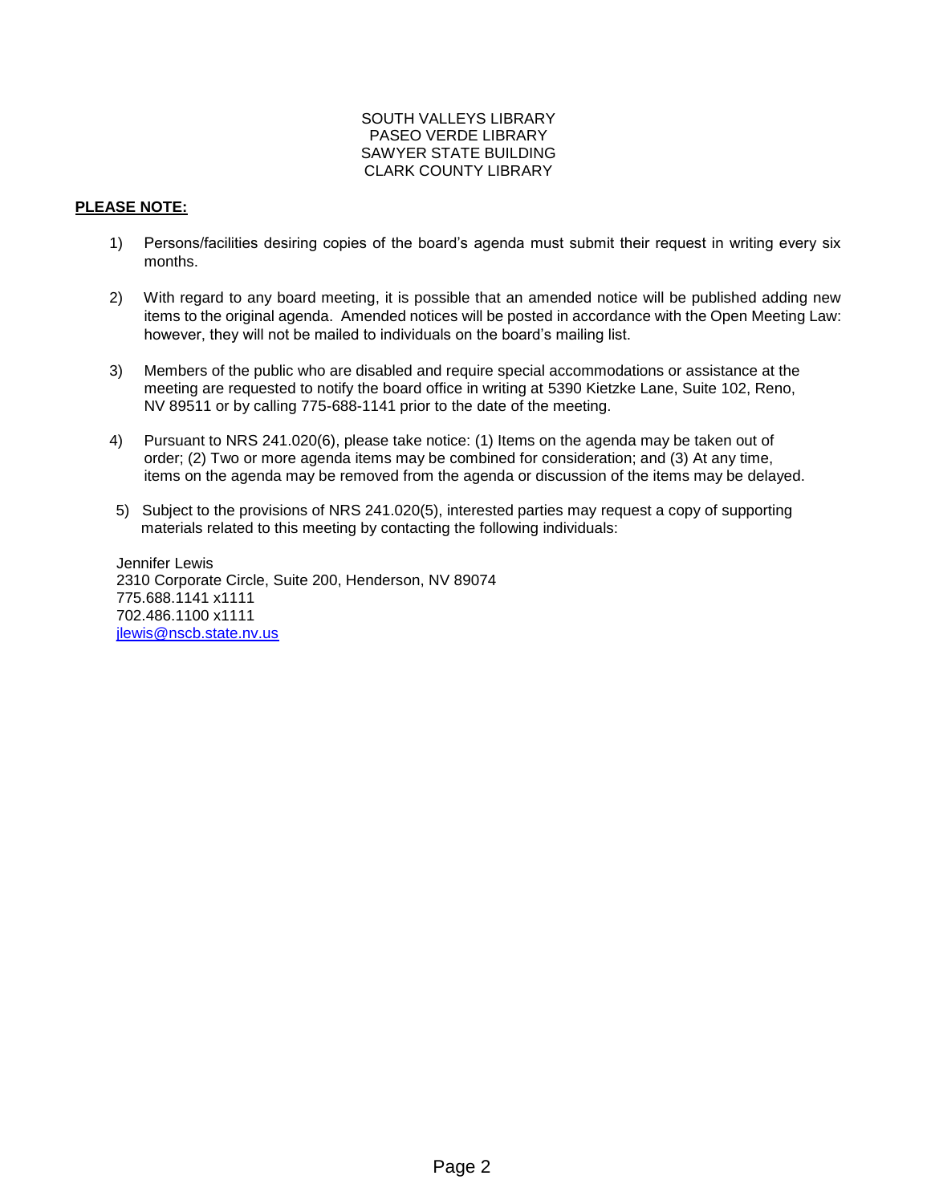SOUTH VALLEYS LIBRARY
PASEO VERDE LIBRARY
SAWYER STATE BUILDING
CLARK COUNTY LIBRARY

**PLEASE NOTE:**

1) Persons/facilities desiring copies of the board's agenda must submit their request in writing every six months.

2) With regard to any board meeting, it is possible that an amended notice will be published adding new items to the original agenda. Amended notices will be posted in accordance with the Open Meeting Law: however, they will not be mailed to individuals on the board's mailing list.

3) Members of the public who are disabled and require special accommodations or assistance at the meeting are requested to notify the board office in writing at 5390 Kietzke Lane, Suite 102, Reno, NV 89511 or by calling 775-688-1141 prior to the date of the meeting.

4) Pursuant to NRS 241.020(6), please take notice: (1) Items on the agenda may be taken out of order; (2) Two or more agenda items may be combined for consideration; and (3) At any time, items on the agenda may be removed from the agenda or discussion of the items may be delayed.

5) Subject to the provisions of NRS 241.020(5), interested parties may request a copy of supporting materials related to this meeting by contacting the following individuals:

Jennifer Lewis
2310 Corporate Circle, Suite 200, Henderson, NV 89074
775.688.1141 x1111
702.486.1100 x1111
jlewis@nscb.state.nv.us